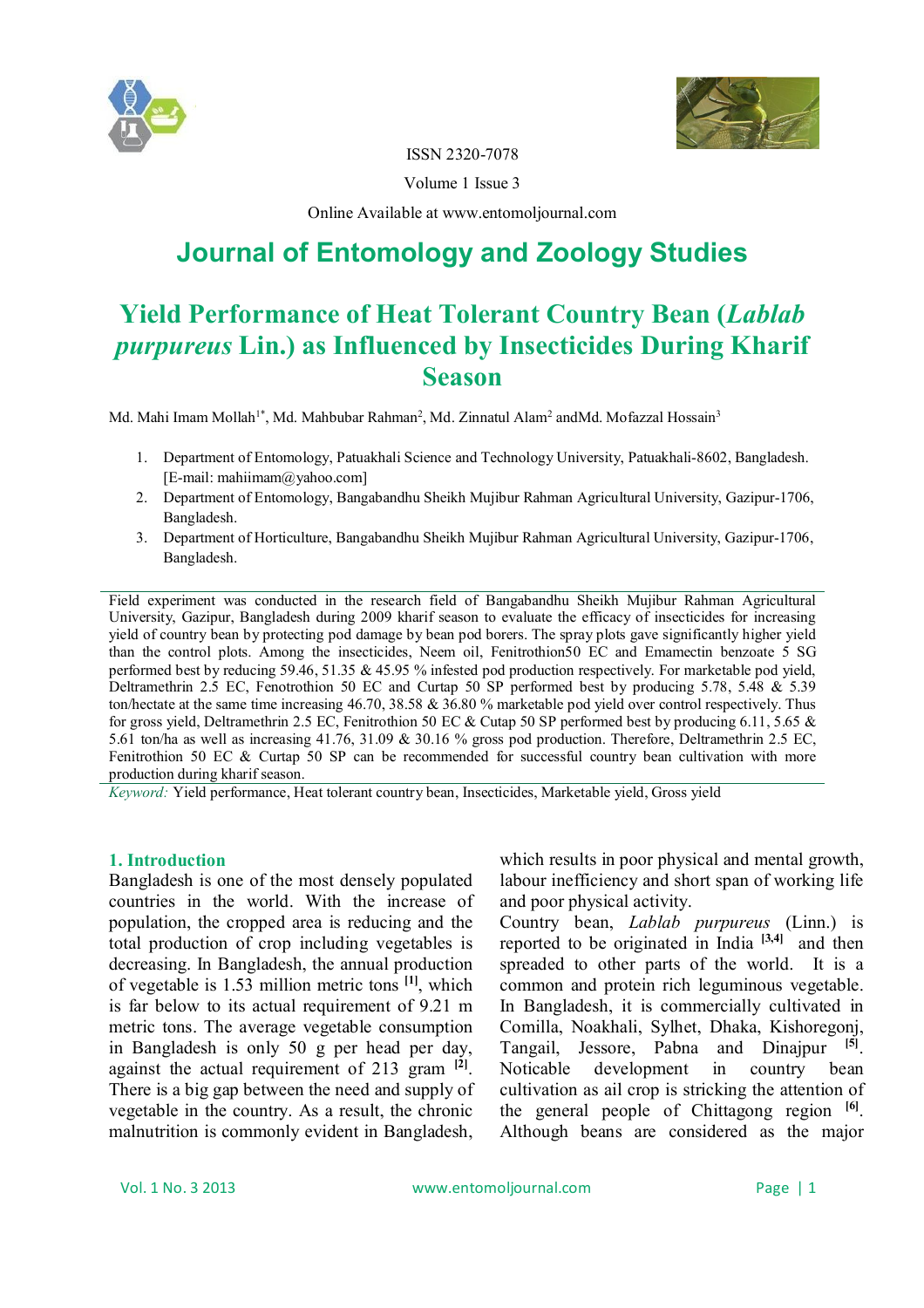ISSN 2320-7078

Volume 1 Issue 3

Online Available at www.entomoljournal.com

# Journal of Entomology and Zoology Studies

## Yield Performance of Heat Tolerant Country Bean (*Lablab purpureus* Lin.) as Influenced by Insecticides During Kharif Season

Md. Mahi Imam Mollah[1*], Md. Mahbubar Rahman[2], Md. Zinnatul Alam[2] andMd. Mofazzal Hossain[3]

1. Department of Entomology, Patuakhali Science and Technology University, Patuakhali-8602, Bangladesh. [E-mail: mahiimam@yahoo.com]
2. Department of Entomology, Bangabandhu Sheikh Mujibur Rahman Agricultural University, Gazipur-1706, Bangladesh.
3. Department of Horticulture, Bangabandhu Sheikh Mujibur Rahman Agricultural University, Gazipur-1706, Bangladesh.

Field experiment was conducted in the research field of Bangabandhu Sheikh Mujibur Rahman Agricultural University, Gazipur, Bangladesh during 2009 kharif season to evaluate the efficacy of insecticides for increasing yield of country bean by protecting pod damage by bean pod borers. The spray plots gave significantly higher yield than the control plots. Among the insecticides, Neem oil, Fenitrothion50 EC and Emamectin benzoate 5 SG performed best by reducing 59.46, 51.35 & 45.95 % infested pod production respectively. For marketable pod yield, Deltramethrin 2.5 EC, Fenotrothion 50 EC and Curtap 50 SP performed best by producing 5.78, 5.48 & 5.39 ton/hectate at the same time increasing 46.70, 38.58 & 36.80 % marketable pod yield over control respectively. Thus for gross yield, Deltramethrin 2.5 EC, Fenitrothion 50 EC & Cutap 50 SP performed best by producing 6.11, 5.65 & 5.61 ton/ha as well as increasing 41.76, 31.09 & 30.16 % gross pod production. Therefore, Deltramethrin 2.5 EC, Fenitrothion 50 EC & Curtap 50 SP can be recommended for successful country bean cultivation with more production during kharif season.

*Keyword:* Yield performance, Heat tolerant country bean, Insecticides, Marketable yield, Gross yield

### 1. Introduction

Bangladesh is one of the most densely populated countries in the world. With the increase of population, the cropped area is reducing and the total production of crop including vegetables is decreasing. In Bangladesh, the annual production of vegetable is 1.53 million metric tons [1], which is far below to its actual requirement of 9.21 m metric tons. The average vegetable consumption in Bangladesh is only 50 g per head per day, against the actual requirement of 213 gram [2]. There is a big gap between the need and supply of vegetable in the country. As a result, the chronic malnutrition is commonly evident in Bangladesh, which results in poor physical and mental growth, labour inefficiency and short span of working life and poor physical activity.

Country bean, *Lablab purpureus* (Linn.) is reported to be originated in India [3,4] and then spreaded to other parts of the world. It is a common and protein rich leguminous vegetable. In Bangladesh, it is commercially cultivated in Comilla, Noakhali, Sylhet, Dhaka, Kishoregonj, Tangail, Jessore, Pabna and Dinajpur [5]. Noticable development in country bean cultivation as ail crop is stricking the attention of the general people of Chittagong region [6]. Although beans are considered as the major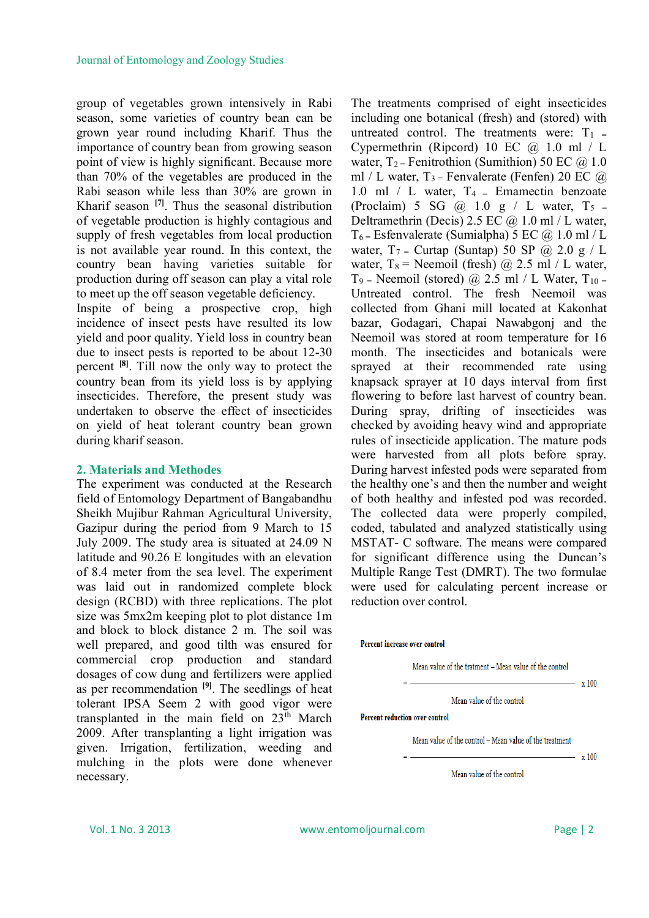group of vegetables grown intensively in Rabi season, some varieties of country bean can be grown year round including Kharif. Thus the importance of country bean from growing season point of view is highly significant. Because more than 70% of the vegetables are produced in the Rabi season while less than 30% are grown in Kharif season [7]. Thus the seasonal distribution of vegetable production is highly contagious and supply of fresh vegetables from local production is not available year round. In this context, the country bean having varieties suitable for production during off season can play a vital role to meet up the off season vegetable deficiency.

Inspite of being a prospective crop, high incidence of insect pests have resulted its low yield and poor quality. Yield loss in country bean due to insect pests is reported to be about 12-30 percent [8]. Till now the only way to protect the country bean from its yield loss is by applying insecticides. Therefore, the present study was undertaken to observe the effect of insecticides on yield of heat tolerant country bean grown during kharif season.

## 2. Materials and Methodes

The experiment was conducted at the Research field of Entomology Department of Bangabandhu Sheikh Mujibur Rahman Agricultural University, Gazipur during the period from 9 March to 15 July 2009. The study area is situated at 24.09 N latitude and 90.26 E longitudes with an elevation of 8.4 meter from the sea level. The experiment was laid out in randomized complete block design (RCBD) with three replications. The plot size was 5mx2m keeping plot to plot distance 1m and block to block distance 2 m. The soil was well prepared, and good tilth was ensured for commercial crop production and standard dosages of cow dung and fertilizers were applied as per recommendation [9]. The seedlings of heat tolerant IPSA Seem 2 with good vigor were transplanted in the main field on 23th March 2009. After transplanting a light irrigation was given. Irrigation, fertilization, weeding and mulching in the plots were done whenever necessary.

The treatments comprised of eight insecticides including one botanical (fresh) and (stored) with untreated control. The treatments were: $T_1$ = Cypermethrin (Ripcord) 10 EC @ 1.0 ml / L water, $T_2$ = Fenitrothion (Sumithion) 50 EC @ 1.0 ml / L water, $T_3$ = Fenvalerate (Fenfen) 20 EC @ 1.0 ml / L water, $T_4$ = Emamectin benzoate (Proclaim) 5 SG @ 1.0 g / L water, $T_5$ = Deltramethrin (Decis) 2.5 EC @ 1.0 ml / L water, $T_6$ = Esfenvalerate (Sumialpha) 5 EC @ 1.0 ml / L water, $T_7$ = Curtap (Suntap) 50 SP @ 2.0 g / L water, $T_8$ = Neemoil (fresh) @ 2.5 ml / L water, $T_9$ = Neemoil (stored) @ 2.5 ml / L Water, $T_{10}$ = Untreated control. The fresh Neemoil was collected from Ghani mill located at Kakonhat bazar, Godagari, Chapai Nawabgonj and the Neemoil was stored at room temperature for 16 month. The insecticides and botanicals were sprayed at their recommended rate using knapsack sprayer at 10 days interval from first flowering to before last harvest of country bean. During spray, drifting of insecticides was checked by avoiding heavy wind and appropriate rules of insecticide application. The mature pods were harvested from all plots before spray. During harvest infested pods were separated from the healthy one's and then the number and weight of both healthy and infested pod was recorded. The collected data were properly compiled, coded, tabulated and analyzed statistically using MSTAT- C software. The means were compared for significant difference using the Duncan's Multiple Range Test (DMRT). The two formulae were used for calculating percent increase or reduction over control.

**Percent increase over control**

$$= \frac{\text{Mean value of the tratment} - \text{Mean value of the control}}{\text{Mean value of the control}} \times 100$$

**Percent reduction over control**

$$= \frac{\text{Mean value of the control} - \text{Mean value of the treatment}}{\text{Mean value of the control}} \times 100$$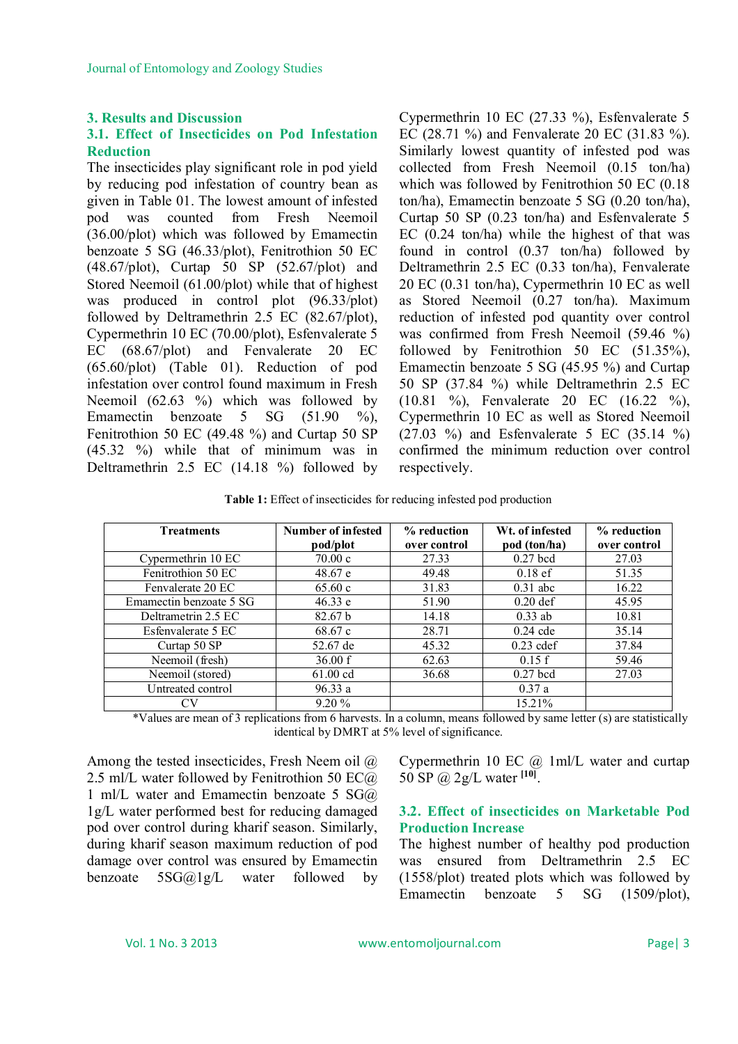## 3. Results and Discussion

### 3.1. Effect of Insecticides on Pod Infestation Reduction

The insecticides play significant role in pod yield by reducing pod infestation of country bean as given in Table 01. The lowest amount of infested pod was counted from Fresh Neemoil (36.00/plot) which was followed by Emamectin benzoate 5 SG (46.33/plot), Fenitrothion 50 EC (48.67/plot), Curtap 50 SP (52.67/plot) and Stored Neemoil (61.00/plot) while that of highest was produced in control plot (96.33/plot) followed by Deltramethrin 2.5 EC (82.67/plot), Cypermethrin 10 EC (70.00/plot), Esfenvalerate 5 EC (68.67/plot) and Fenvalerate 20 EC (65.60/plot) (Table 01). Reduction of pod infestation over control found maximum in Fresh Neemoil (62.63 %) which was followed by Emamectin benzoate 5 SG (51.90 %), Fenitrothion 50 EC (49.48 %) and Curtap 50 SP (45.32 %) while that of minimum was in Deltramethrin 2.5 EC (14.18 %) followed by Cypermethrin 10 EC (27.33 %), Esfenvalerate 5 EC (28.71 %) and Fenvalerate 20 EC (31.83 %). Similarly lowest quantity of infested pod was collected from Fresh Neemoil (0.15 ton/ha) which was followed by Fenitrothion 50 EC (0.18 ton/ha), Emamectin benzoate 5 SG (0.20 ton/ha), Curtap 50 SP (0.23 ton/ha) and Esfenvalerate 5 EC (0.24 ton/ha) while the highest of that was found in control (0.37 ton/ha) followed by Deltramethrin 2.5 EC (0.33 ton/ha), Fenvalerate 20 EC (0.31 ton/ha), Cypermethrin 10 EC as well as Stored Neemoil (0.27 ton/ha). Maximum reduction of infested pod quantity over control was confirmed from Fresh Neemoil (59.46 %) followed by Fenitrothion 50 EC (51.35%), Emamectin benzoate 5 SG (45.95 %) and Curtap 50 SP (37.84 %) while Deltramethrin 2.5 EC (10.81 %), Fenvalerate 20 EC (16.22 %), Cypermethrin 10 EC as well as Stored Neemoil (27.03 %) and Esfenvalerate 5 EC (35.14 %) confirmed the minimum reduction over control respectively.

**Table 1:** Effect of insecticides for reducing infested pod production

| Treatments | Number of infested pod/plot | % reduction over control | Wt. of infested pod (ton/ha) | % reduction over control |
|---|---|---|---|---|
| Cypermethrin 10 EC | 70.00 c | 27.33 | 0.27 bcd | 27.03 |
| Fenitrothion 50 EC | 48.67 e | 49.48 | 0.18 ef | 51.35 |
| Fenvalerate 20 EC | 65.60 c | 31.83 | 0.31 abc | 16.22 |
| Emamectin benzoate 5 SG | 46.33 e | 51.90 | 0.20 def | 45.95 |
| Deltrametrin 2.5 EC | 82.67 b | 14.18 | 0.33 ab | 10.81 |
| Esfenvalerate 5 EC | 68.67 c | 28.71 | 0.24 cde | 35.14 |
| Curtap 50 SP | 52.67 de | 45.32 | 0.23 cdef | 37.84 |
| Neemoil (fresh) | 36.00 f | 62.63 | 0.15 f | 59.46 |
| Neemoil (stored) | 61.00 cd | 36.68 | 0.27 bcd | 27.03 |
| Untreated control | 96.33 a | | 0.37 a | |
| CV | 9.20 % | | 15.21% | |

*Values are mean of 3 replications from 6 harvests. In a column, means followed by same letter (s) are statistically identical by DMRT at 5% level of significance.

Among the tested insecticides, Fresh Neem oil @ 2.5 ml/L water followed by Fenitrothion 50 EC@ 1 ml/L water and Emamectin benzoate 5 SG@ 1g/L water performed best for reducing damaged pod over control during kharif season. Similarly, during kharif season maximum reduction of pod damage over control was ensured by Emamectin benzoate 5SG@1g/L water followed by Cypermethrin 10 EC @ 1ml/L water and curtap 50 SP @ 2g/L water [10].

### 3.2. Effect of insecticides on Marketable Pod Production Increase

The highest number of healthy pod production was ensured from Deltramethrin 2.5 EC (1558/plot) treated plots which was followed by Emamectin benzoate 5 SG (1509/plot),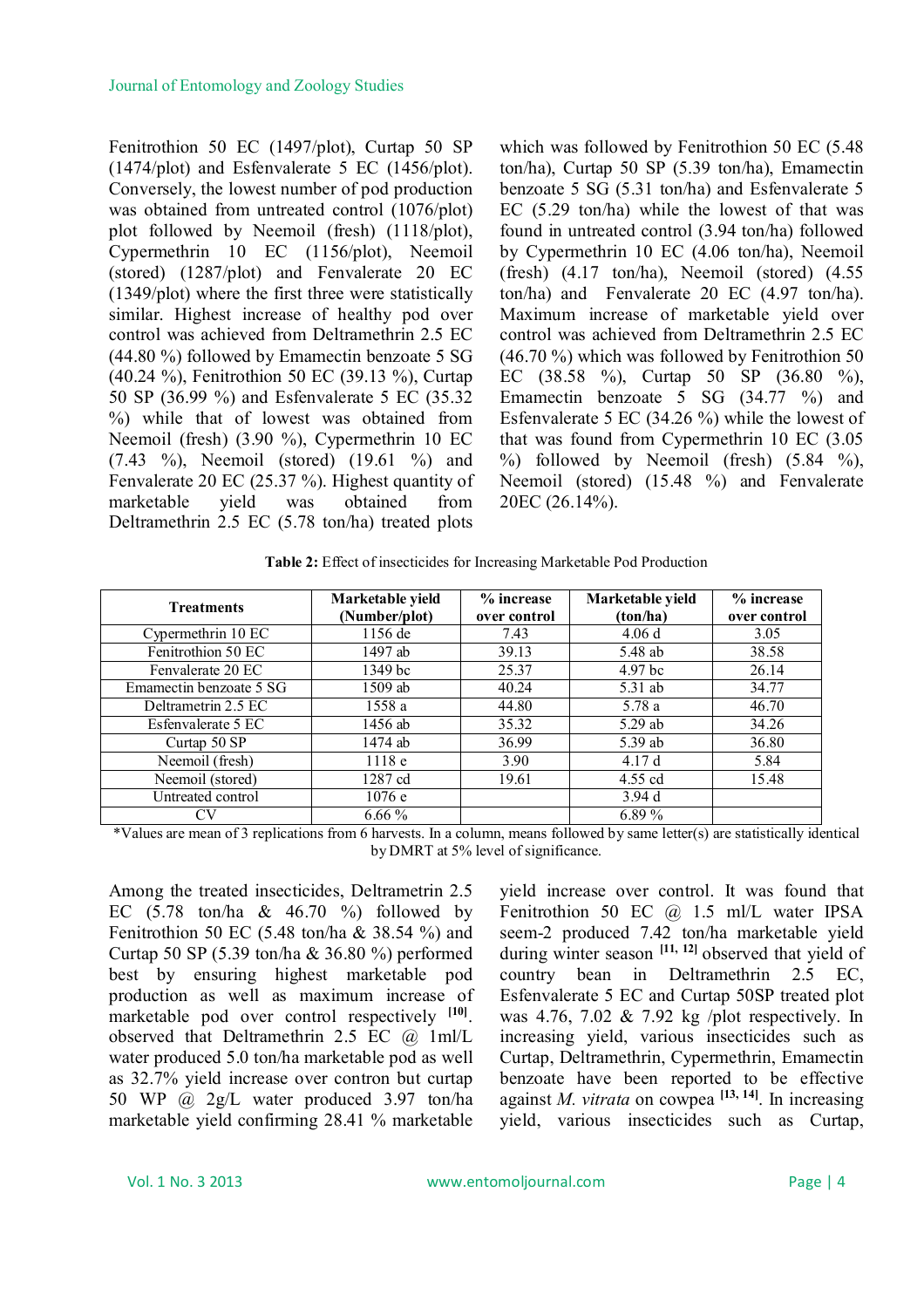Fenitrothion 50 EC (1497/plot), Curtap 50 SP (1474/plot) and Esfenvalerate 5 EC (1456/plot). Conversely, the lowest number of pod production was obtained from untreated control (1076/plot) plot followed by Neemoil (fresh) (1118/plot), Cypermethrin 10 EC (1156/plot), Neemoil (stored) (1287/plot) and Fenvalerate 20 EC (1349/plot) where the first three were statistically similar. Highest increase of healthy pod over control was achieved from Deltramethrin 2.5 EC (44.80 %) followed by Emamectin benzoate 5 SG (40.24 %), Fenitrothion 50 EC (39.13 %), Curtap 50 SP (36.99 %) and Esfenvalerate 5 EC (35.32 %) while that of lowest was obtained from Neemoil (fresh) (3.90 %), Cypermethrin 10 EC (7.43 %), Neemoil (stored) (19.61 %) and Fenvalerate 20 EC (25.37 %). Highest quantity of marketable yield was obtained from Deltramethrin 2.5 EC (5.78 ton/ha) treated plots which was followed by Fenitrothion 50 EC (5.48 ton/ha), Curtap 50 SP (5.39 ton/ha), Emamectin benzoate 5 SG (5.31 ton/ha) and Esfenvalerate 5 EC (5.29 ton/ha) while the lowest of that was found in untreated control (3.94 ton/ha) followed by Cypermethrin 10 EC (4.06 ton/ha), Neemoil (fresh) (4.17 ton/ha), Neemoil (stored) (4.55 ton/ha) and Fenvalerate 20 EC (4.97 ton/ha). Maximum increase of marketable yield over control was achieved from Deltramethrin 2.5 EC (46.70 %) which was followed by Fenitrothion 50 EC (38.58 %), Curtap 50 SP (36.80 %), Emamectin benzoate 5 SG (34.77 %) and Esfenvalerate 5 EC (34.26 %) while the lowest of that was found from Cypermethrin 10 EC (3.05 %) followed by Neemoil (fresh) (5.84 %), Neemoil (stored) (15.48 %) and Fenvalerate 20EC (26.14%).

**Table 2:** Effect of insecticides for Increasing Marketable Pod Production

| Treatments | Marketable yield (Number/plot) | % increase over control | Marketable yield (ton/ha) | % increase over control |
|---|---|---|---|---|
| Cypermethrin 10 EC | 1156 de | 7.43 | 4.06 d | 3.05 |
| Fenitrothion 50 EC | 1497 ab | 39.13 | 5.48 ab | 38.58 |
| Fenvalerate 20 EC | 1349 bc | 25.37 | 4.97 bc | 26.14 |
| Emamectin benzoate 5 SG | 1509 ab | 40.24 | 5.31 ab | 34.77 |
| Deltrametrin 2.5 EC | 1558 a | 44.80 | 5.78 a | 46.70 |
| Esfenvalerate 5 EC | 1456 ab | 35.32 | 5.29 ab | 34.26 |
| Curtap 50 SP | 1474 ab | 36.99 | 5.39 ab | 36.80 |
| Neemoil (fresh) | 1118 e | 3.90 | 4.17 d | 5.84 |
| Neemoil (stored) | 1287 cd | 19.61 | 4.55 cd | 15.48 |
| Untreated control | 1076 e | | 3.94 d | |
| CV | 6.66 % | | 6.89 % | |

*Values are mean of 3 replications from 6 harvests. In a column, means followed by same letter(s) are statistically identical by DMRT at 5% level of significance.

Among the treated insecticides, Deltrametrin 2.5 EC (5.78 ton/ha & 46.70 %) followed by Fenitrothion 50 EC (5.48 ton/ha & 38.54 %) and Curtap 50 SP (5.39 ton/ha & 36.80 %) performed best by ensuring highest marketable pod production as well as maximum increase of marketable pod over control respectively [10]. observed that Deltramethrin 2.5 EC @ 1ml/L water produced 5.0 ton/ha marketable pod as well as 32.7% yield increase over contron but curtap 50 WP @ 2g/L water produced 3.97 ton/ha marketable yield confirming 28.41 % marketable yield increase over control. It was found that Fenitrothion 50 EC @ 1.5 ml/L water IPSA seem-2 produced 7.42 ton/ha marketable yield during winter season [11, 12] observed that yield of country bean in Deltramethrin 2.5 EC, Esfenvalerate 5 EC and Curtap 50SP treated plot was 4.76, 7.02 & 7.92 kg /plot respectively. In increasing yield, various insecticides such as Curtap, Deltramethrin, Cypermethrin, Emamectin benzoate have been reported to be effective against *M. vitrata* on cowpea [13, 14]. In increasing yield, various insecticides such as Curtap,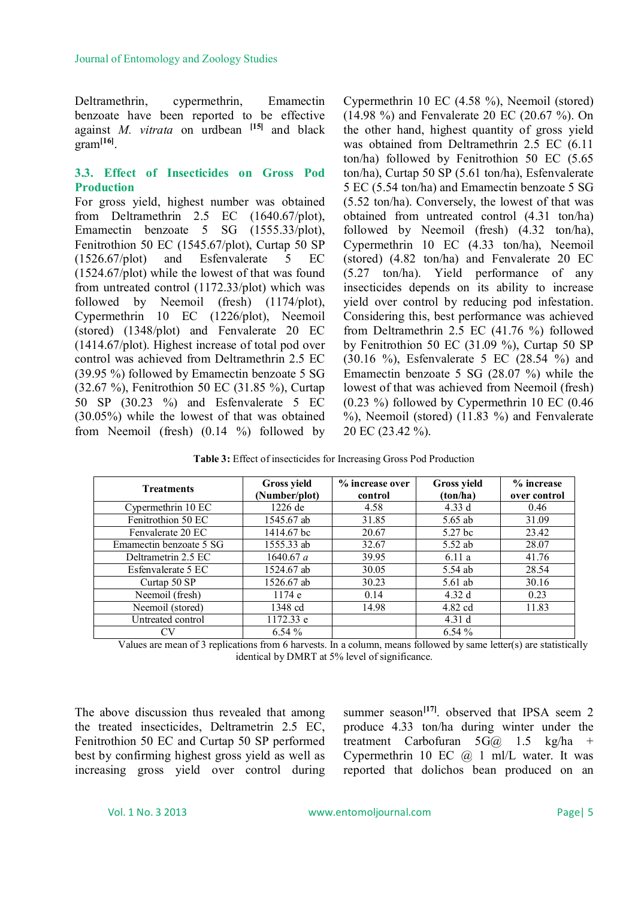Deltramethrin, cypermethrin, Emamectin benzoate have been reported to be effective against *M. vitrata* on urdbean [15] and black gram[16].

### 3.3. Effect of Insecticides on Gross Pod Production

For gross yield, highest number was obtained from Deltramethrin 2.5 EC (1640.67/plot), Emamectin benzoate 5 SG (1555.33/plot), Fenitrothion 50 EC (1545.67/plot), Curtap 50 SP (1526.67/plot) and Esfenvalerate 5 EC (1524.67/plot) while the lowest of that was found from untreated control (1172.33/plot) which was followed by Neemoil (fresh) (1174/plot), Cypermethrin 10 EC (1226/plot), Neemoil (stored) (1348/plot) and Fenvalerate 20 EC (1414.67/plot). Highest increase of total pod over control was achieved from Deltramethrin 2.5 EC (39.95 %) followed by Emamectin benzoate 5 SG (32.67 %), Fenitrothion 50 EC (31.85 %), Curtap 50 SP (30.23 %) and Esfenvalerate 5 EC (30.05%) while the lowest of that was obtained from Neemoil (fresh) (0.14 %) followed by Cypermethrin 10 EC (4.58 %), Neemoil (stored) (14.98 %) and Fenvalerate 20 EC (20.67 %). On the other hand, highest quantity of gross yield was obtained from Deltramethrin 2.5 EC (6.11 ton/ha) followed by Fenitrothion 50 EC (5.65 ton/ha), Curtap 50 SP (5.61 ton/ha), Esfenvalerate 5 EC (5.54 ton/ha) and Emamectin benzoate 5 SG (5.52 ton/ha). Conversely, the lowest of that was obtained from untreated control (4.31 ton/ha) followed by Neemoil (fresh) (4.32 ton/ha), Cypermethrin 10 EC (4.33 ton/ha), Neemoil (stored) (4.82 ton/ha) and Fenvalerate 20 EC (5.27 ton/ha). Yield performance of any insecticides depends on its ability to increase yield over control by reducing pod infestation. Considering this, best performance was achieved from Deltramethrin 2.5 EC (41.76 %) followed by Fenitrothion 50 EC (31.09 %), Curtap 50 SP (30.16 %), Esfenvalerate 5 EC (28.54 %) and Emamectin benzoate 5 SG (28.07 %) while the lowest of that was achieved from Neemoil (fresh) (0.23 %) followed by Cypermethrin 10 EC (0.46 %), Neemoil (stored) (11.83 %) and Fenvalerate 20 EC (23.42 %).

**Table 3:** Effect of insecticides for Increasing Gross Pod Production

| Treatments | Gross yield (Number/plot) | % increase over control | Gross yield (ton/ha) | % increase over control |
|---|---|---|---|---|
| Cypermethrin 10 EC | 1226 de | 4.58 | 4.33 d | 0.46 |
| Fenitrothion 50 EC | 1545.67 ab | 31.85 | 5.65 ab | 31.09 |
| Fenvalerate 20 EC | 1414.67 bc | 20.67 | 5.27 bc | 23.42 |
| Emamectin benzoate 5 SG | 1555.33 ab | 32.67 | 5.52 ab | 28.07 |
| Deltrametrin 2.5 EC | 1640.67 *a* | 39.95 | 6.11 a | 41.76 |
| Esfenvalerate 5 EC | 1524.67 ab | 30.05 | 5.54 ab | 28.54 |
| Curtap 50 SP | 1526.67 ab | 30.23 | 5.61 ab | 30.16 |
| Neemoil (fresh) | 1174 e | 0.14 | 4.32 d | 0.23 |
| Neemoil (stored) | 1348 cd | 14.98 | 4.82 cd | 11.83 |
| Untreated control | 1172.33 e | | 4.31 d | |
| CV | 6.54 % | | 6.54 % | |

Values are mean of 3 replications from 6 harvests. In a column, means followed by same letter(s) are statistically identical by DMRT at 5% level of significance.

The above discussion thus revealed that among the treated insecticides, Deltrametrin 2.5 EC, Fenitrothion 50 EC and Curtap 50 SP performed best by confirming highest gross yield as well as increasing gross yield over control during summer season[17]. observed that IPSA seem 2 produce 4.33 ton/ha during winter under the treatment Carbofuran 5G@ 1.5 kg/ha + Cypermethrin 10 EC @ 1 ml/L water. It was reported that dolichos bean produced on an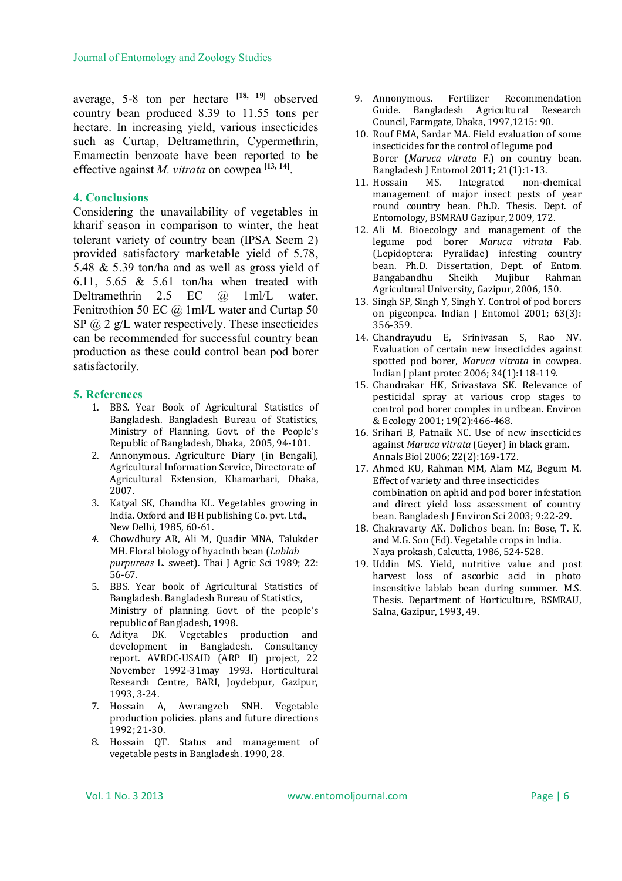average, 5-8 ton per hectare [18, 19] observed country bean produced 8.39 to 11.55 tons per hectare. In increasing yield, various insecticides such as Curtap, Deltramethrin, Cypermethrin, Emamectin benzoate have been reported to be effective against *M. vitrata* on cowpea [13, 14].

## 4. Conclusions

Considering the unavailability of vegetables in kharif season in comparison to winter, the heat tolerant variety of country bean (IPSA Seem 2) provided satisfactory marketable yield of 5.78, 5.48 & 5.39 ton/ha and as well as gross yield of 6.11, 5.65 & 5.61 ton/ha when treated with Deltramethrin 2.5 EC @ 1ml/L water, Fenitrothion 50 EC @ 1ml/L water and Curtap 50 SP @ 2 g/L water respectively. These insecticides can be recommended for successful country bean production as these could control bean pod borer satisfactorily.

## 5. References

1. BBS. Year Book of Agricultural Statistics of Bangladesh. Bangladesh Bureau of Statistics, Ministry of Planning, Govt. of the People's Republic of Bangladesh, Dhaka, 2005, 94-101.
2. Annonymous. Agriculture Diary (in Bengali), Agricultural Information Service, Directorate of Agricultural Extension, Khamarbari, Dhaka, 2007.
3. Katyal SK, Chandha KL. Vegetables growing in India. Oxford and IBH publishing Co. pvt. Ltd., New Delhi, 1985, 60-61.
4. Chowdhury AR, Ali M, Quadir MNA, Talukder MH. Floral biology of hyacinth bean (*Lablab purpureas* L. sweet). Thai J Agric Sci 1989; 22: 56-67.
5. BBS. Year book of Agricultural Statistics of Bangladesh. Bangladesh Bureau of Statistics, Ministry of planning. Govt. of the people's republic of Bangladesh, 1998.
6. Aditya DK. Vegetables production and development in Bangladesh. Consultancy report. AVRDC-USAID (ARP II) project, 22 November 1992-31may 1993. Horticultural Research Centre, BARI, Joydebpur, Gazipur, 1993, 3-24.
7. Hossain A, Awrangzeb SNH. Vegetable production policies. plans and future directions 1992; 21-30.
8. Hossain QT. Status and management of vegetable pests in Bangladesh. 1990, 28.
9. Annonymous. Fertilizer Recommendation Guide. Bangladesh Agricultural Research Council, Farmgate, Dhaka, 1997,1215: 90.
10. Rouf FMA, Sardar MA. Field evaluation of some insecticides for the control of legume pod Borer (*Maruca vitrata* F.) on country bean. Bangladesh J Entomol 2011; 21(1):1-13.
11. Hossain MS. Integrated non-chemical management of major insect pests of year round country bean. Ph.D. Thesis. Dept. of Entomology, BSMRAU Gazipur, 2009, 172.
12. Ali M. Bioecology and management of the legume pod borer *Maruca vitrata* Fab. (Lepidoptera: Pyralidae) infesting country bean. Ph.D. Dissertation, Dept. of Entom. Bangabandhu Sheikh Mujibur Rahman Agricultural University, Gazipur, 2006, 150.
13. Singh SP, Singh Y, Singh Y. Control of pod borers on pigeonpea. Indian J Entomol 2001; 63(3): 356-359.
14. Chandrayudu E, Srinivasan S, Rao NV. Evaluation of certain new insecticides against spotted pod borer, *Maruca vitrata* in cowpea. Indian J plant protec 2006; 34(1):118-119.
15. Chandrakar HK, Srivastava SK. Relevance of pesticidal spray at various crop stages to control pod borer comples in urdbean. Environ & Ecology 2001; 19(2):466-468.
16. Srihari B, Patnaik NC. Use of new insecticides against *Maruca vitrata* (Geyer) in black gram. Annals Biol 2006; 22(2):169-172.
17. Ahmed KU, Rahman MM, Alam MZ, Begum M. Effect of variety and three insecticides combination on aphid and pod borer infestation and direct yield loss assessment of country bean. Bangladesh J Environ Sci 2003; 9:22-29.
18. Chakravarty AK. Dolichos bean. In: Bose, T. K. and M.G. Son (Ed). Vegetable crops in India. Naya prokash, Calcutta, 1986, 524-528.
19. Uddin MS. Yield, nutritive value and post harvest loss of ascorbic acid in photo insensitive lablab bean during summer. M.S. Thesis. Department of Horticulture, BSMRAU, Salna, Gazipur, 1993, 49.